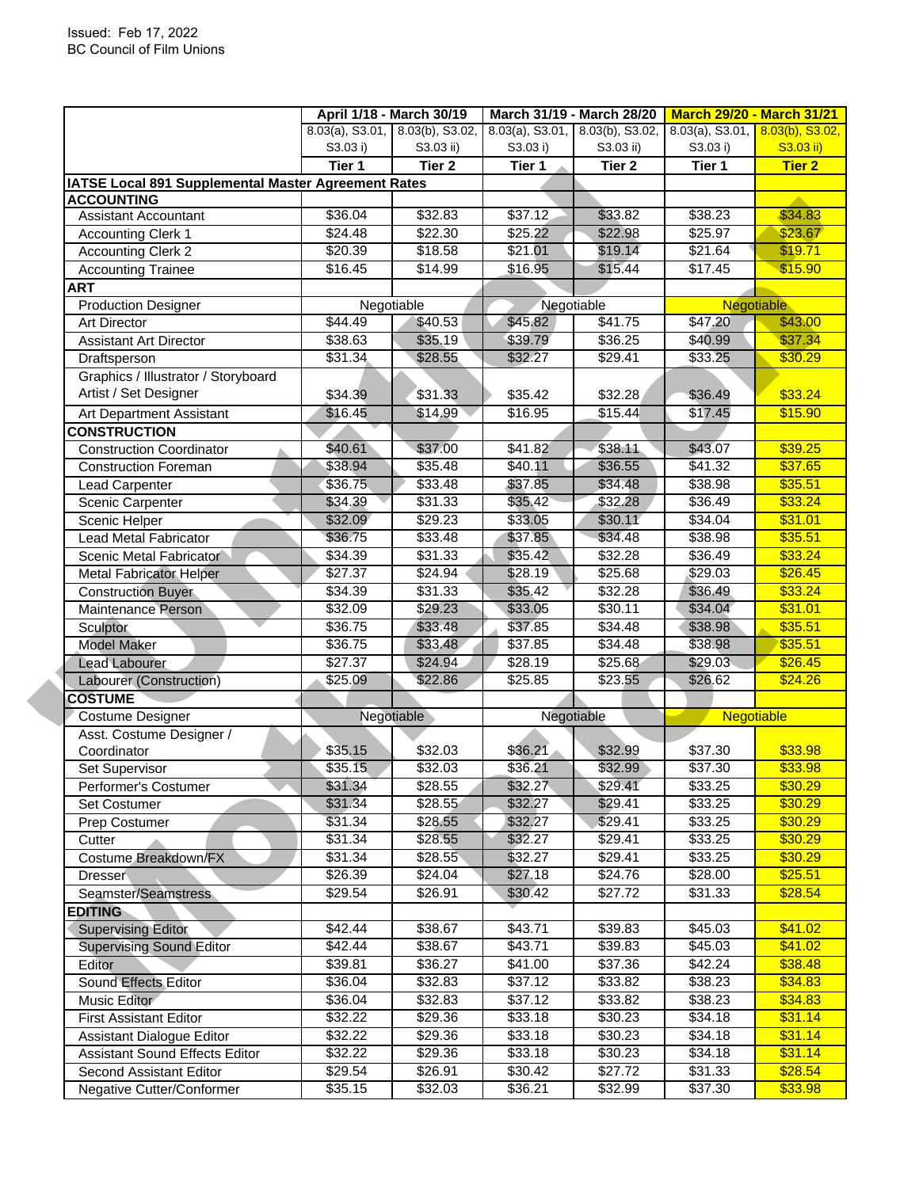Issued: Feb 17, 2022
BC Council of Film Unions

| | April 1/18 - March 30/19 | | March 31/19 - March 28/20 | | March 29/20 - March 31/21 | |
|---|---|---|---|---|---|---|
| | 8.03(a), S3.01, S3.03 i) | 8.03(b), S3.02, S3.03 ii) | 8.03(a), S3.01, S3.03 i) | 8.03(b), S3.02, S3.03 ii) | 8.03(a), S3.01, S3.03 i) | 8.03(b), S3.02, S3.03 ii) |
| | Tier 1 | Tier 2 | Tier 1 | Tier 2 | Tier 1 | Tier 2 |
| **IATSE Local 891 Supplemental Master Agreement Rates** | | | | | | |
| **ACCOUNTING** | | | | | | |
| Assistant Accountant | $36.04 | $32.83 | $37.12 | $33.82 | $38.23 | $34.83 |
| Accounting Clerk 1 | $24.48 | $22.30 | $25.22 | $22.98 | $25.97 | $23.67 |
| Accounting Clerk 2 | $20.39 | $18.58 | $21.01 | $19.14 | $21.64 | $19.71 |
| Accounting Trainee | $16.45 | $14.99 | $16.95 | $15.44 | $17.45 | $15.90 |
| **ART** | | | | | | |
| Production Designer | Negotiable | | Negotiable | | Negotiable | |
| Art Director | $44.49 | $40.53 | $45.82 | $41.75 | $47.20 | $43.00 |
| Assistant Art Director | $38.63 | $35.19 | $39.79 | $36.25 | $40.99 | $37.34 |
| Draftsperson | $31.34 | $28.55 | $32.27 | $29.41 | $33.25 | $30.29 |
| Graphics / Illustrator / Storyboard Artist / Set Designer | $34.39 | $31.33 | $35.42 | $32.28 | $36.49 | $33.24 |
| Art Department Assistant | $16.45 | $14.99 | $16.95 | $15.44 | $17.45 | $15.90 |
| **CONSTRUCTION** | | | | | | |
| Construction Coordinator | $40.61 | $37.00 | $41.82 | $38.11 | $43.07 | $39.25 |
| Construction Foreman | $38.94 | $35.48 | $40.11 | $36.55 | $41.32 | $37.65 |
| Lead Carpenter | $36.75 | $33.48 | $37.85 | $34.48 | $38.98 | $35.51 |
| Scenic Carpenter | $34.39 | $31.33 | $35.42 | $32.28 | $36.49 | $33.24 |
| Scenic Helper | $32.09 | $29.23 | $33.05 | $30.11 | $34.04 | $31.01 |
| Lead Metal Fabricator | $36.75 | $33.48 | $37.85 | $34.48 | $38.98 | $35.51 |
| Scenic Metal Fabricator | $34.39 | $31.33 | $35.42 | $32.28 | $36.49 | $33.24 |
| Metal Fabricator Helper | $27.37 | $24.94 | $28.19 | $25.68 | $29.03 | $26.45 |
| Construction Buyer | $34.39 | $31.33 | $35.42 | $32.28 | $36.49 | $33.24 |
| Maintenance Person | $32.09 | $29.23 | $33.05 | $30.11 | $34.04 | $31.01 |
| Sculptor | $36.75 | $33.48 | $37.85 | $34.48 | $38.98 | $35.51 |
| Model Maker | $36.75 | $33.48 | $37.85 | $34.48 | $38.98 | $35.51 |
| Lead Labourer | $27.37 | $24.94 | $28.19 | $25.68 | $29.03 | $26.45 |
| Labourer (Construction) | $25.09 | $22.86 | $25.85 | $23.55 | $26.62 | $24.26 |
| **COSTUME** | | | | | | |
| Costume Designer | Negotiable | | Negotiable | | Negotiable | |
| Asst. Costume Designer / Coordinator | $35.15 | $32.03 | $36.21 | $32.99 | $37.30 | $33.98 |
| Set Supervisor | $35.15 | $32.03 | $36.21 | $32.99 | $37.30 | $33.98 |
| Performer's Costumer | $31.34 | $28.55 | $32.27 | $29.41 | $33.25 | $30.29 |
| Set Costumer | $31.34 | $28.55 | $32.27 | $29.41 | $33.25 | $30.29 |
| Prep Costumer | $31.34 | $28.55 | $32.27 | $29.41 | $33.25 | $30.29 |
| Cutter | $31.34 | $28.55 | $32.27 | $29.41 | $33.25 | $30.29 |
| Costume Breakdown/FX | $31.34 | $28.55 | $32.27 | $29.41 | $33.25 | $30.29 |
| Dresser | $26.39 | $24.04 | $27.18 | $24.76 | $28.00 | $25.51 |
| Seamster/Seamstress | $29.54 | $26.91 | $30.42 | $27.72 | $31.33 | $28.54 |
| **EDITING** | | | | | | |
| Supervising Editor | $42.44 | $38.67 | $43.71 | $39.83 | $45.03 | $41.02 |
| Supervising Sound Editor | $42.44 | $38.67 | $43.71 | $39.83 | $45.03 | $41.02 |
| Editor | $39.81 | $36.27 | $41.00 | $37.36 | $42.24 | $38.48 |
| Sound Effects Editor | $36.04 | $32.83 | $37.12 | $33.82 | $38.23 | $34.83 |
| Music Editor | $36.04 | $32.83 | $37.12 | $33.82 | $38.23 | $34.83 |
| First Assistant Editor | $32.22 | $29.36 | $33.18 | $30.23 | $34.18 | $31.14 |
| Assistant Dialogue Editor | $32.22 | $29.36 | $33.18 | $30.23 | $34.18 | $31.14 |
| Assistant Sound Effects Editor | $32.22 | $29.36 | $33.18 | $30.23 | $34.18 | $31.14 |
| Second Assistant Editor | $29.54 | $26.91 | $30.42 | $27.72 | $31.33 | $28.54 |
| Negative Cutter/Conformer | $35.15 | $32.03 | $36.21 | $32.99 | $37.30 | $33.98 |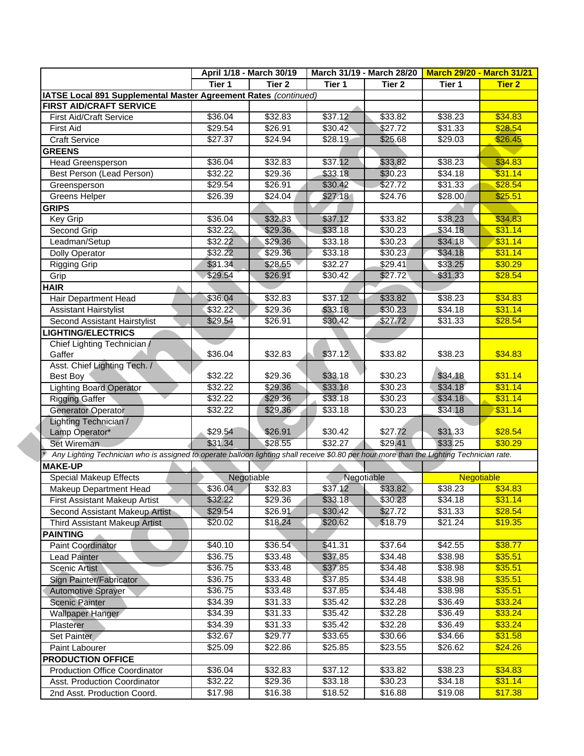| | April 1/18 - March 30/19 | | March 31/19 - March 28/20 | | March 29/20 - March 31/21 | |
|---|---|---|---|---|---|---|
| | Tier 1 | Tier 2 | Tier 1 | Tier 2 | Tier 1 | Tier 2 |
| **IATSE Local 891 Supplemental Master Agreement Rates** *(continued)* | | | | | | |
| **FIRST AID/CRAFT SERVICE** | | | | | | |
| First Aid/Craft Service | $36.04 | $32.83 | $37.12 | $33.82 | $38.23 | $34.83 |
| First Aid | $29.54 | $26.91 | $30.42 | $27.72 | $31.33 | $28.54 |
| Craft Service | $27.37 | $24.94 | $28.19 | $25.68 | $29.03 | $26.45 |
| **GREENS** | | | | | | |
| Head Greensperson | $36.04 | $32.83 | $37.12 | $33.82 | $38.23 | $34.83 |
| Best Person (Lead Person) | $32.22 | $29.36 | $33.18 | $30.23 | $34.18 | $31.14 |
| Greensperson | $29.54 | $26.91 | $30.42 | $27.72 | $31.33 | $28.54 |
| Greens Helper | $26.39 | $24.04 | $27.18 | $24.76 | $28.00 | $25.51 |
| **GRIPS** | | | | | | |
| Key Grip | $36.04 | $32.83 | $37.12 | $33.82 | $38.23 | $34.83 |
| Second Grip | $32.22 | $29.36 | $33.18 | $30.23 | $34.18 | $31.14 |
| Leadman/Setup | $32.22 | $29.36 | $33.18 | $30.23 | $34.18 | $31.14 |
| Dolly Operator | $32.22 | $29.36 | $33.18 | $30.23 | $34.18 | $31.14 |
| Rigging Grip | $31.34 | $28.55 | $32.27 | $29.41 | $33.25 | $30.29 |
| Grip | $29.54 | $26.91 | $30.42 | $27.72 | $31.33 | $28.54 |
| **HAIR** | | | | | | |
| Hair Department Head | $36.04 | $32.83 | $37.12 | $33.82 | $38.23 | $34.83 |
| Assistant Hairstylist | $32.22 | $29.36 | $33.18 | $30.23 | $34.18 | $31.14 |
| Second Assistant Hairstylist | $29.54 | $26.91 | $30.42 | $27.72 | $31.33 | $28.54 |
| **LIGHTING/ELECTRICS** | | | | | | |
| Chief Lighting Technician / Gaffer | $36.04 | $32.83 | $37.12 | $33.82 | $38.23 | $34.83 |
| Asst. Chief Lighting Tech. / Best Boy | $32.22 | $29.36 | $33.18 | $30.23 | $34.18 | $31.14 |
| Lighting Board Operator | $32.22 | $29.36 | $33.18 | $30.23 | $34.18 | $31.14 |
| Rigging Gaffer | $32.22 | $29.36 | $33.18 | $30.23 | $34.18 | $31.14 |
| Generator Operator | $32.22 | $29.36 | $33.18 | $30.23 | $34.18 | $31.14 |
| Lighting Technician / Lamp Operator* | $29.54 | $26.91 | $30.42 | $27.72 | $31.33 | $28.54 |
| Set Wireman | $31.34 | $28.55 | $32.27 | $29.41 | $33.25 | $30.29 |
| * *Any Lighting Technician who is assigned to operate balloon lighting shall receive $0.80 per hour more than the Lighting Technician rate.* | | | | | | |
| **MAKE-UP** | | | | | | |
| Special Makeup Effects | Negotiable | | Negotiable | | Negotiable | |
| Makeup Department Head | $36.04 | $32.83 | $37.12 | $33.82 | $38.23 | $34.83 |
| First Assistant Makeup Artist | $32.22 | $29.36 | $33.18 | $30.23 | $34.18 | $31.14 |
| Second Assistant Makeup Artist | $29.54 | $26.91 | $30.42 | $27.72 | $31.33 | $28.54 |
| Third Assistant Makeup Artist | $20.02 | $18.24 | $20.62 | $18.79 | $21.24 | $19.35 |
| **PAINTING** | | | | | | |
| Paint Coordinator | $40.10 | $36.54 | $41.31 | $37.64 | $42.55 | $38.77 |
| Lead Painter | $36.75 | $33.48 | $37.85 | $34.48 | $38.98 | $35.51 |
| Scenic Artist | $36.75 | $33.48 | $37.85 | $34.48 | $38.98 | $35.51 |
| Sign Painter/Fabricator | $36.75 | $33.48 | $37.85 | $34.48 | $38.98 | $35.51 |
| Automotive Sprayer | $36.75 | $33.48 | $37.85 | $34.48 | $38.98 | $35.51 |
| Scenic Painter | $34.39 | $31.33 | $35.42 | $32.28 | $36.49 | $33.24 |
| Wallpaper Hanger | $34.39 | $31.33 | $35.42 | $32.28 | $36.49 | $33.24 |
| Plasterer | $34.39 | $31.33 | $35.42 | $32.28 | $36.49 | $33.24 |
| Set Painter | $32.67 | $29.77 | $33.65 | $30.66 | $34.66 | $31.58 |
| Paint Labourer | $25.09 | $22.86 | $25.85 | $23.55 | $26.62 | $24.26 |
| **PRODUCTION OFFICE** | | | | | | |
| Production Office Coordinator | $36.04 | $32.83 | $37.12 | $33.82 | $38.23 | $34.83 |
| Asst. Production Coordinator | $32.22 | $29.36 | $33.18 | $30.23 | $34.18 | $31.14 |
| 2nd Asst. Production Coord. | $17.98 | $16.38 | $18.52 | $16.88 | $19.08 | $17.38 |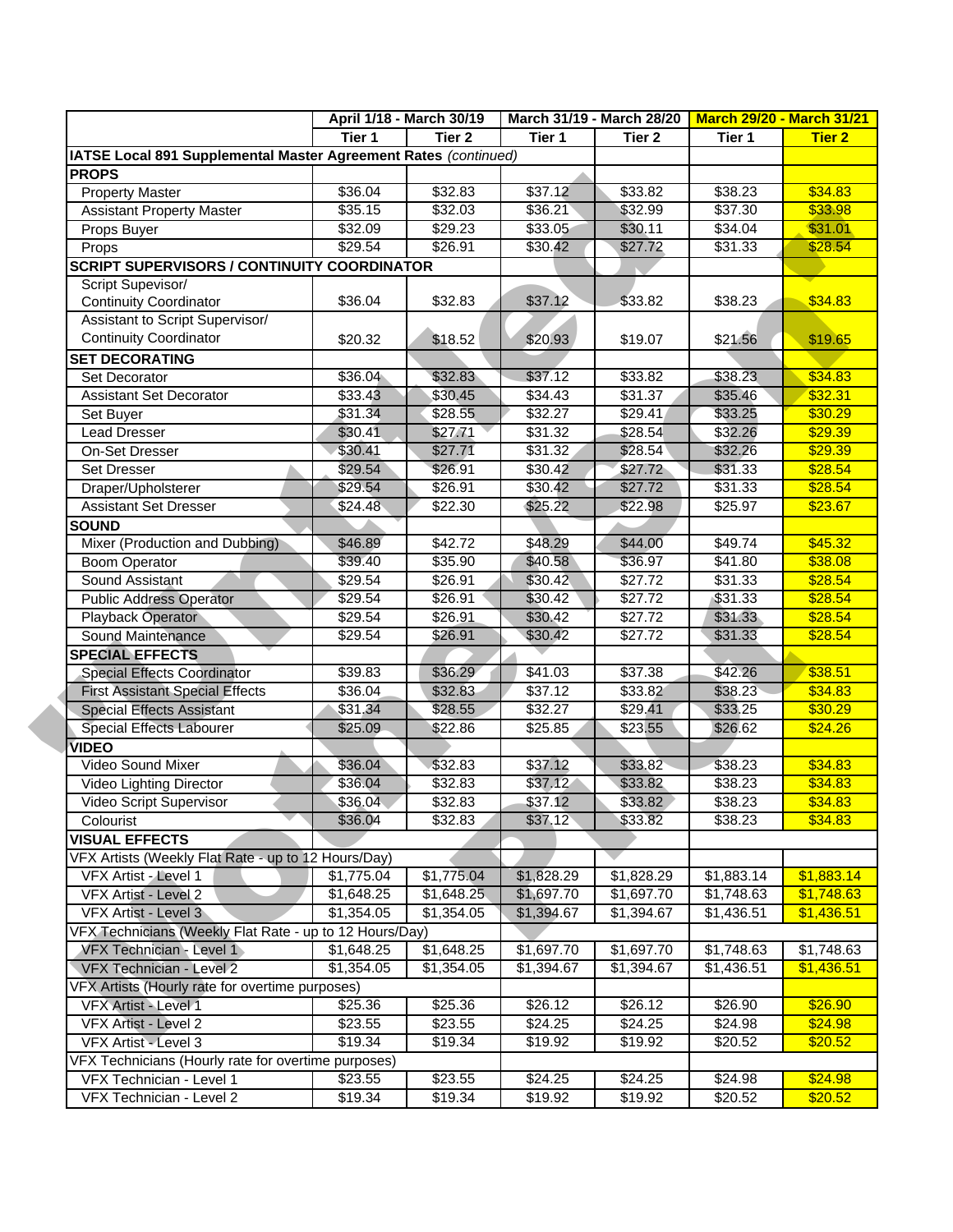| | April 1/18 - March 30/19 | | March 31/19 - March 28/20 | | March 29/20 - March 31/21 | |
|---|---|---|---|---|---|---|
| | Tier 1 | Tier 2 | Tier 1 | Tier 2 | Tier 1 | Tier 2 |
| IATSE Local 891 Supplemental Master Agreement Rates *(continued)* | | | | | | |
| **PROPS** | | | | | | |
| Property Master | $36.04 | $32.83 | $37.12 | $33.82 | $38.23 | $34.83 |
| Assistant Property Master | $35.15 | $32.03 | $36.21 | $32.99 | $37.30 | $33.98 |
| Props Buyer | $32.09 | $29.23 | $33.05 | $30.11 | $34.04 | $31.01 |
| Props | $29.54 | $26.91 | $30.42 | $27.72 | $31.33 | $28.54 |
| **SCRIPT SUPERVISORS / CONTINUITY COORDINATOR** | | | | | | |
| Script Supevisor/ Continuity Coordinator | $36.04 | $32.83 | $37.12 | $33.82 | $38.23 | $34.83 |
| Assistant to Script Supervisor/ Continuity Coordinator | $20.32 | $18.52 | $20.93 | $19.07 | $21.56 | $19.65 |
| **SET DECORATING** | | | | | | |
| Set Decorator | $36.04 | $32.83 | $37.12 | $33.82 | $38.23 | $34.83 |
| Assistant Set Decorator | $33.43 | $30.45 | $34.43 | $31.37 | $35.46 | $32.31 |
| Set Buyer | $31.34 | $28.55 | $32.27 | $29.41 | $33.25 | $30.29 |
| Lead Dresser | $30.41 | $27.71 | $31.32 | $28.54 | $32.26 | $29.39 |
| On-Set Dresser | $30.41 | $27.71 | $31.32 | $28.54 | $32.26 | $29.39 |
| Set Dresser | $29.54 | $26.91 | $30.42 | $27.72 | $31.33 | $28.54 |
| Draper/Upholsterer | $29.54 | $26.91 | $30.42 | $27.72 | $31.33 | $28.54 |
| Assistant Set Dresser | $24.48 | $22.30 | $25.22 | $22.98 | $25.97 | $23.67 |
| **SOUND** | | | | | | |
| Mixer (Production and Dubbing) | $46.89 | $42.72 | $48.29 | $44.00 | $49.74 | $45.32 |
| Boom Operator | $39.40 | $35.90 | $40.58 | $36.97 | $41.80 | $38.08 |
| Sound Assistant | $29.54 | $26.91 | $30.42 | $27.72 | $31.33 | $28.54 |
| Public Address Operator | $29.54 | $26.91 | $30.42 | $27.72 | $31.33 | $28.54 |
| Playback Operator | $29.54 | $26.91 | $30.42 | $27.72 | $31.33 | $28.54 |
| Sound Maintenance | $29.54 | $26.91 | $30.42 | $27.72 | $31.33 | $28.54 |
| **SPECIAL EFFECTS** | | | | | | |
| Special Effects Coordinator | $39.83 | $36.29 | $41.03 | $37.38 | $42.26 | $38.51 |
| First Assistant Special Effects | $36.04 | $32.83 | $37.12 | $33.82 | $38.23 | $34.83 |
| Special Effects Assistant | $31.34 | $28.55 | $32.27 | $29.41 | $33.25 | $30.29 |
| Special Effects Labourer | $25.09 | $22.86 | $25.85 | $23.55 | $26.62 | $24.26 |
| **VIDEO** | | | | | | |
| Video Sound Mixer | $36.04 | $32.83 | $37.12 | $33.82 | $38.23 | $34.83 |
| Video Lighting Director | $36.04 | $32.83 | $37.12 | $33.82 | $38.23 | $34.83 |
| Video Script Supervisor | $36.04 | $32.83 | $37.12 | $33.82 | $38.23 | $34.83 |
| Colourist | $36.04 | $32.83 | $37.12 | $33.82 | $38.23 | $34.83 |
| **VISUAL EFFECTS** | | | | | | |
| VFX Artists (Weekly Flat Rate - up to 12 Hours/Day) | | | | | | |
| VFX Artist - Level 1 | $1,775.04 | $1,775.04 | $1,828.29 | $1,828.29 | $1,883.14 | $1,883.14 |
| VFX Artist - Level 2 | $1,648.25 | $1,648.25 | $1,697.70 | $1,697.70 | $1,748.63 | $1,748.63 |
| VFX Artist - Level 3 | $1,354.05 | $1,354.05 | $1,394.67 | $1,394.67 | $1,436.51 | $1,436.51 |
| VFX Technicians (Weekly Flat Rate - up to 12 Hours/Day) | | | | | | |
| VFX Technician - Level 1 | $1,648.25 | $1,648.25 | $1,697.70 | $1,697.70 | $1,748.63 | $1,748.63 |
| VFX Technician - Level 2 | $1,354.05 | $1,354.05 | $1,394.67 | $1,394.67 | $1,436.51 | $1,436.51 |
| VFX Artists (Hourly rate for overtime purposes) | | | | | | |
| VFX Artist - Level 1 | $25.36 | $25.36 | $26.12 | $26.12 | $26.90 | $26.90 |
| VFX Artist - Level 2 | $23.55 | $23.55 | $24.25 | $24.25 | $24.98 | $24.98 |
| VFX Artist - Level 3 | $19.34 | $19.34 | $19.92 | $19.92 | $20.52 | $20.52 |
| VFX Technicians (Hourly rate for overtime purposes) | | | | | | |
| VFX Technician - Level 1 | $23.55 | $23.55 | $24.25 | $24.25 | $24.98 | $24.98 |
| VFX Technician - Level 2 | $19.34 | $19.34 | $19.92 | $19.92 | $20.52 | $20.52 |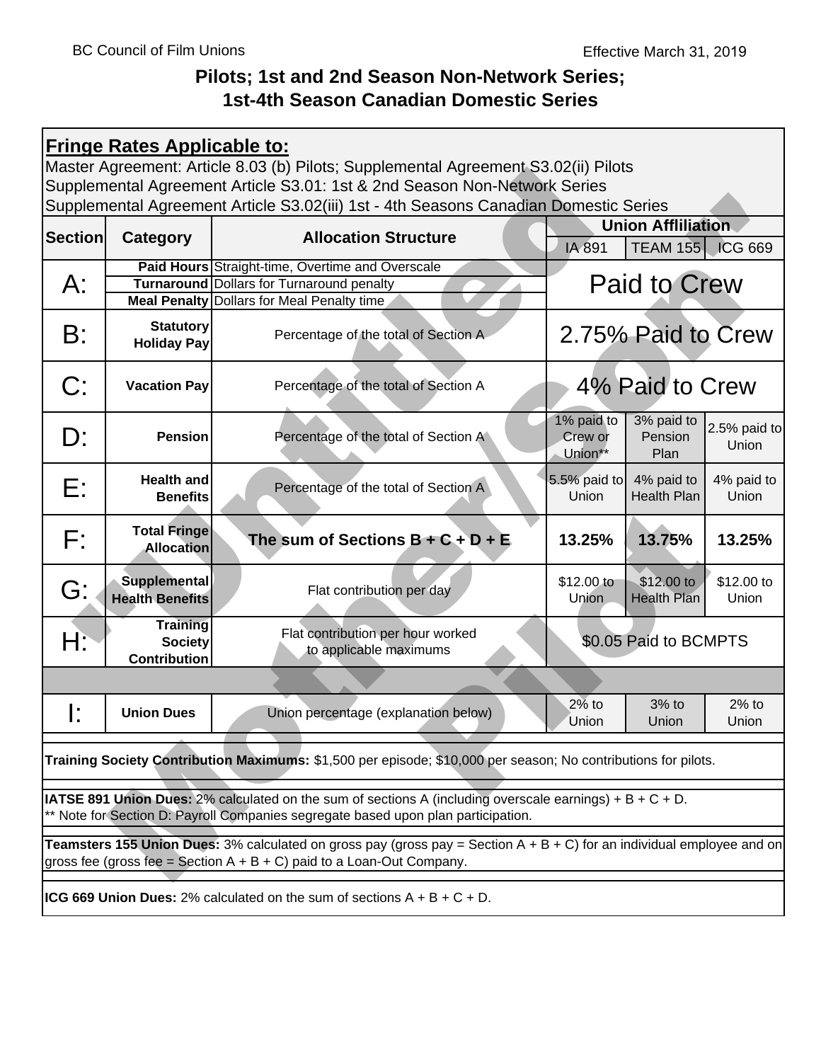BC Council of Film Unions

Effective March 31, 2019

# Pilots; 1st and 2nd Season Non-Network Series; 1st-4th Season Canadian Domestic Series

**Fringe Rates Applicable to:**

Master Agreement: Article 8.03 (b) Pilots; Supplemental Agreement S3.02(ii) Pilots
Supplemental Agreement Article S3.01: 1st & 2nd Season Non-Network Series
Supplemental Agreement Article S3.02(iii) 1st - 4th Seasons Canadian Domestic Series

| Section | Category | Allocation Structure | Union Affiliation | | |
|---|---|---|---|---|---|
| | | | IA 891 | TEAM 155 | ICG 669 |
| A: | Paid Hours | Straight-time, Overtime and Overscale | Paid to Crew | | |
| | Turnaround | Dollars for Turnaround penalty | | | |
| | Meal Penalty | Dollars for Meal Penalty time | | | |
| B: | Statutory Holiday Pay | Percentage of the total of Section A | 2.75% Paid to Crew | | |
| C: | Vacation Pay | Percentage of the total of Section A | 4% Paid to Crew | | |
| D: | Pension | Percentage of the total of Section A | 1% paid to Crew or Union** | 3% paid to Pension Plan | 2.5% paid to Union |
| E: | Health and Benefits | Percentage of the total of Section A | 5.5% paid to Union | 4% paid to Health Plan | 4% paid to Union |
| F: | Total Fringe Allocation | **The sum of Sections B + C + D + E** | **13.25%** | **13.75%** | **13.25%** |
| G: | Supplemental Health Benefits | Flat contribution per day | $12.00 to Union | $12.00 to Health Plan | $12.00 to Union |
| H: | Training Society Contribution | Flat contribution per hour worked to applicable maximums | $0.05 Paid to BCMPTS | | |
| I: | Union Dues | Union percentage (explanation below) | 2% to Union | 3% to Union | 2% to Union |

**Training Society Contribution Maximums:** $1,500 per episode; $10,000 per season; No contributions for pilots.

**IATSE 891 Union Dues:** 2% calculated on the sum of sections A (including overscale earnings) + B + C + D.
** Note for Section D: Payroll Companies segregate based upon plan participation.

**Teamsters 155 Union Dues:** 3% calculated on gross pay (gross pay = Section A + B + C) for an individual employee and on gross fee (gross fee = Section A + B + C) paid to a Loan-Out Company.

**ICG 669 Union Dues:** 2% calculated on the sum of sections A + B + C + D.